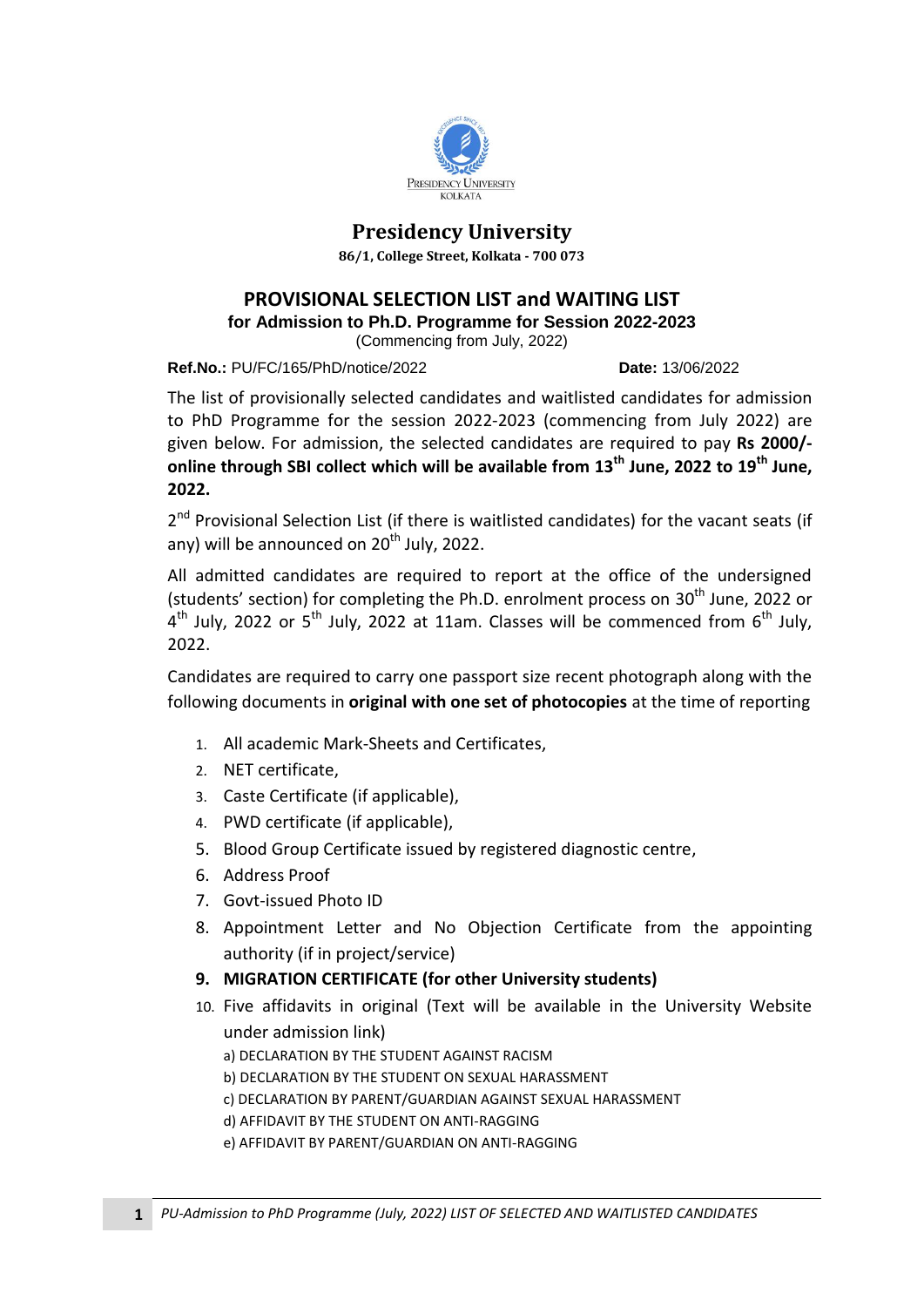# Presidency University

**86/1, College Street, Kolkata - 700 073**

## PROVISIONAL SELECTION LIST and WAITING LIST

### for Admission to Ph.D. Programme for Session 2022-2023

(Commencing from July, 2022)

**Ref.No.:** PU/FC/165/PhD/notice/2022 **Date:** 13/06/2022

The list of provisionally selected candidates and waitlisted candidates for admission to PhD Programme for the session 2022-2023 (commencing from July 2022) are given below. For admission, the selected candidates are required to pay **Rs 2000/- online through SBI collect which will be available from 13th June, 2022 to 19th June, 2022.**

2nd Provisional Selection List (if there is waitlisted candidates) for the vacant seats (if any) will be announced on 20th July, 2022.

All admitted candidates are required to report at the office of the undersigned (students' section) for completing the Ph.D. enrolment process on 30th June, 2022 or 4th July, 2022 or 5th July, 2022 at 11am. Classes will be commenced from 6th July, 2022.

Candidates are required to carry one passport size recent photograph along with the following documents in **original with one set of photocopies** at the time of reporting

1. All academic Mark-Sheets and Certificates,
2. NET certificate,
3. Caste Certificate (if applicable),
4. PWD certificate (if applicable),
5. Blood Group Certificate issued by registered diagnostic centre,
6. Address Proof
7. Govt-issued Photo ID
8. Appointment Letter and No Objection Certificate from the appointing authority (if in project/service)
9. **MIGRATION CERTIFICATE (for other University students)**
10. Five affidavits in original (Text will be available in the University Website under admission link)
    - a) DECLARATION BY THE STUDENT AGAINST RACISM
    - b) DECLARATION BY THE STUDENT ON SEXUAL HARASSMENT
    - c) DECLARATION BY PARENT/GUARDIAN AGAINST SEXUAL HARASSMENT
    - d) AFFIDAVIT BY THE STUDENT ON ANTI-RAGGING
    - e) AFFIDAVIT BY PARENT/GUARDIAN ON ANTI-RAGGING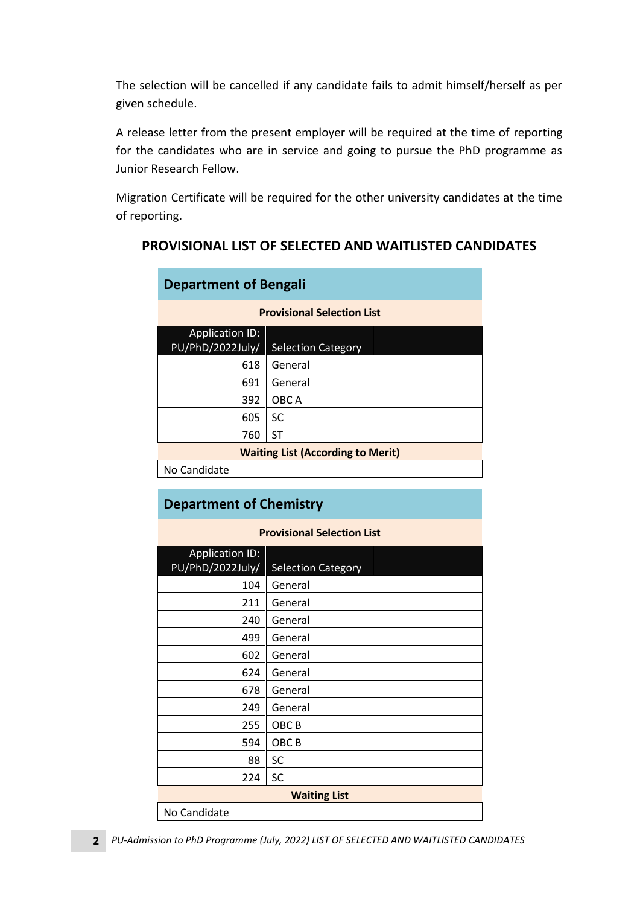The selection will be cancelled if any candidate fails to admit himself/herself as per given schedule.

A release letter from the present employer will be required at the time of reporting for the candidates who are in service and going to pursue the PhD programme as Junior Research Fellow.

Migration Certificate will be required for the other university candidates at the time of reporting.

## PROVISIONAL LIST OF SELECTED AND WAITLISTED CANDIDATES

### Department of Bengali

**Provisional Selection List**

| Application ID: PU/PhD/2022July/ | Selection Category |
|---:|---|
| 618 | General |
| 691 | General |
| 392 | OBC A |
| 605 | SC |
| 760 | ST |

**Waiting List (According to Merit)**

No Candidate

### Department of Chemistry

**Provisional Selection List**

| Application ID: PU/PhD/2022July/ | Selection Category |
|---:|---|
| 104 | General |
| 211 | General |
| 240 | General |
| 499 | General |
| 602 | General |
| 624 | General |
| 678 | General |
| 249 | General |
| 255 | OBC B |
| 594 | OBC B |
| 88 | SC |
| 224 | SC |

**Waiting List**

No Candidate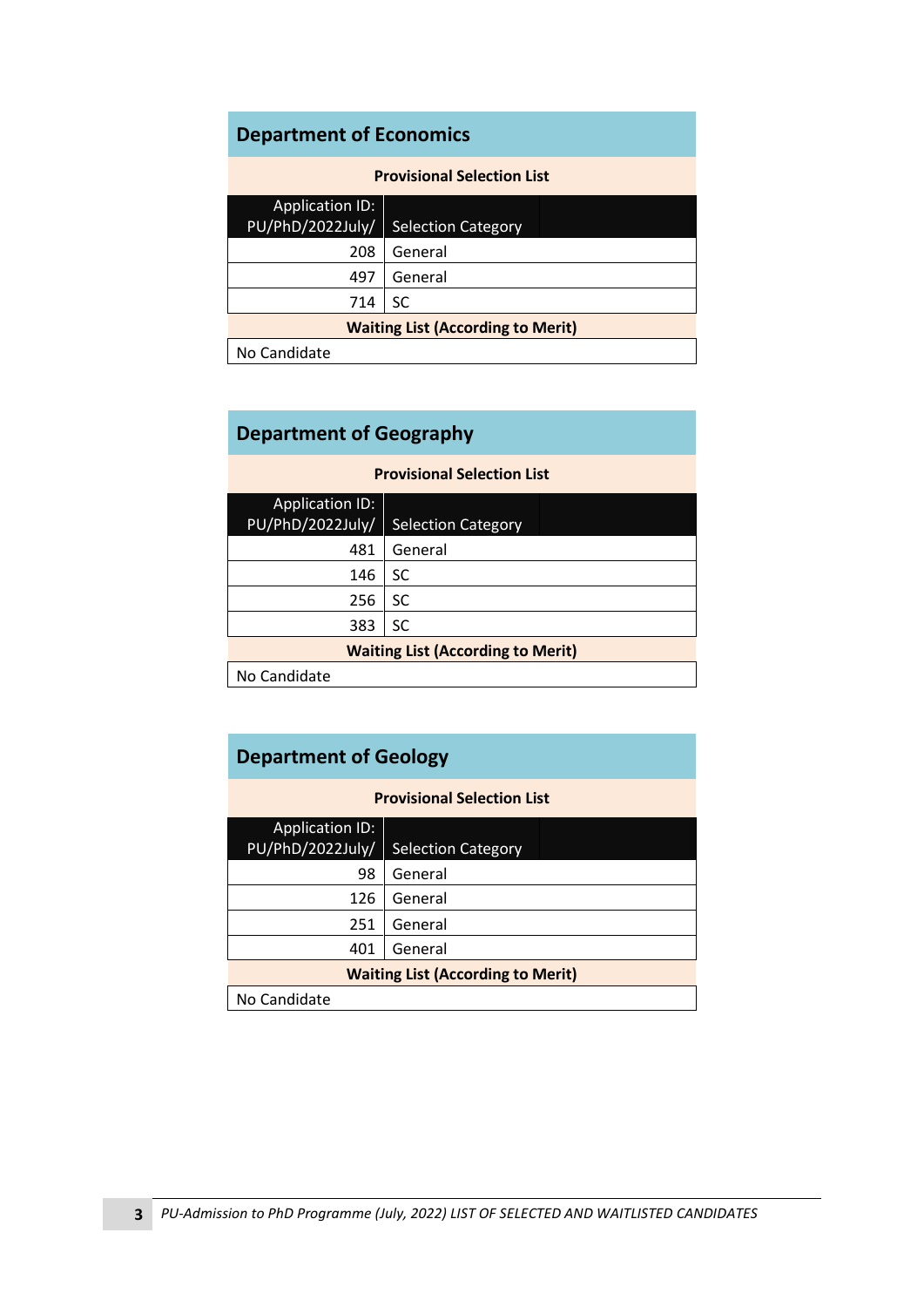## Department of Economics

**Provisional Selection List**

| Application ID: PU/PhD/2022July/ | Selection Category |
|---|---|
| 208 | General |
| 497 | General |
| 714 | SC |

**Waiting List (According to Merit)**

No Candidate

## Department of Geography

**Provisional Selection List**

| Application ID: PU/PhD/2022July/ | Selection Category |
|---|---|
| 481 | General |
| 146 | SC |
| 256 | SC |
| 383 | SC |

**Waiting List (According to Merit)**

No Candidate

## Department of Geology

**Provisional Selection List**

| Application ID: PU/PhD/2022July/ | Selection Category |
|---|---|
| 98 | General |
| 126 | General |
| 251 | General |
| 401 | General |

**Waiting List (According to Merit)**

No Candidate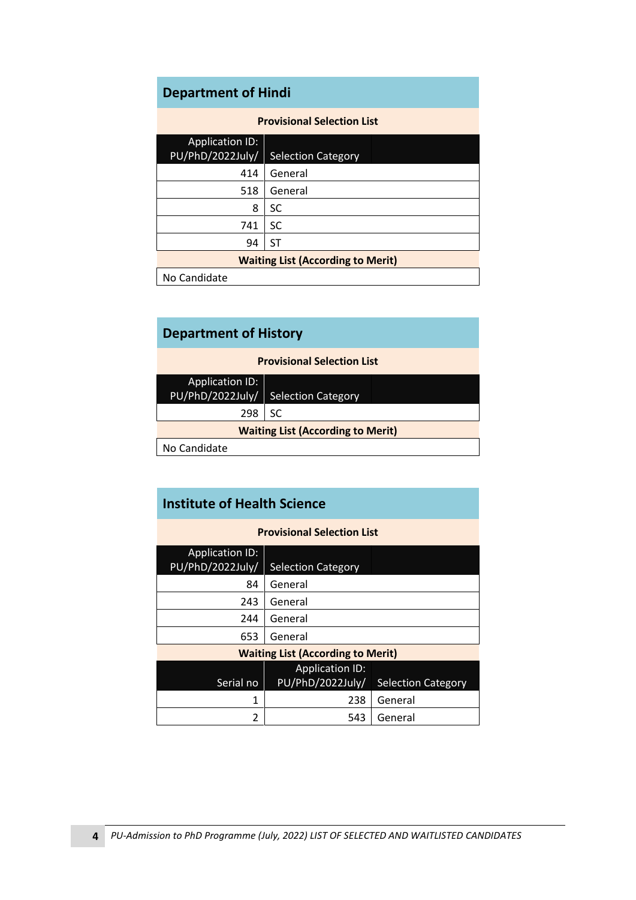## Department of Hindi

**Provisional Selection List**

| Application ID: PU/PhD/2022July/ | Selection Category |
|---|---|
| 414 | General |
| 518 | General |
| 8 | SC |
| 741 | SC |
| 94 | ST |

**Waiting List (According to Merit)**

No Candidate

## Department of History

**Provisional Selection List**

| Application ID: PU/PhD/2022July/ | Selection Category |
|---|---|
| 298 | SC |

**Waiting List (According to Merit)**

No Candidate

## Institute of Health Science

**Provisional Selection List**

| Application ID: PU/PhD/2022July/ | Selection Category |
|---|---|
| 84 | General |
| 243 | General |
| 244 | General |
| 653 | General |

**Waiting List (According to Merit)**

| Serial no | Application ID: PU/PhD/2022July/ | Selection Category |
|---|---|---|
| 1 | 238 | General |
| 2 | 543 | General |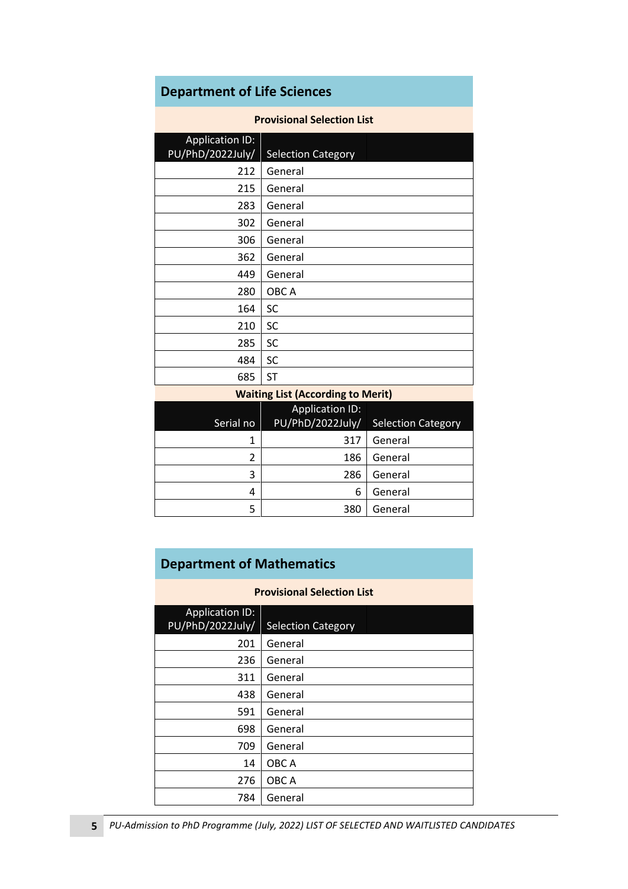## Department of Life Sciences

**Provisional Selection List**

| Application ID: PU/PhD/2022July/ | Selection Category |
|---|---|
| 212 | General |
| 215 | General |
| 283 | General |
| 302 | General |
| 306 | General |
| 362 | General |
| 449 | General |
| 280 | OBC A |
| 164 | SC |
| 210 | SC |
| 285 | SC |
| 484 | SC |
| 685 | ST |

**Waiting List (According to Merit)**

| Serial no | Application ID: PU/PhD/2022July/ | Selection Category |
|---|---|---|
| 1 | 317 | General |
| 2 | 186 | General |
| 3 | 286 | General |
| 4 | 6 | General |
| 5 | 380 | General |

## Department of Mathematics

**Provisional Selection List**

| Application ID: PU/PhD/2022July/ | Selection Category |
|---|---|
| 201 | General |
| 236 | General |
| 311 | General |
| 438 | General |
| 591 | General |
| 698 | General |
| 709 | General |
| 14 | OBC A |
| 276 | OBC A |
| 784 | General |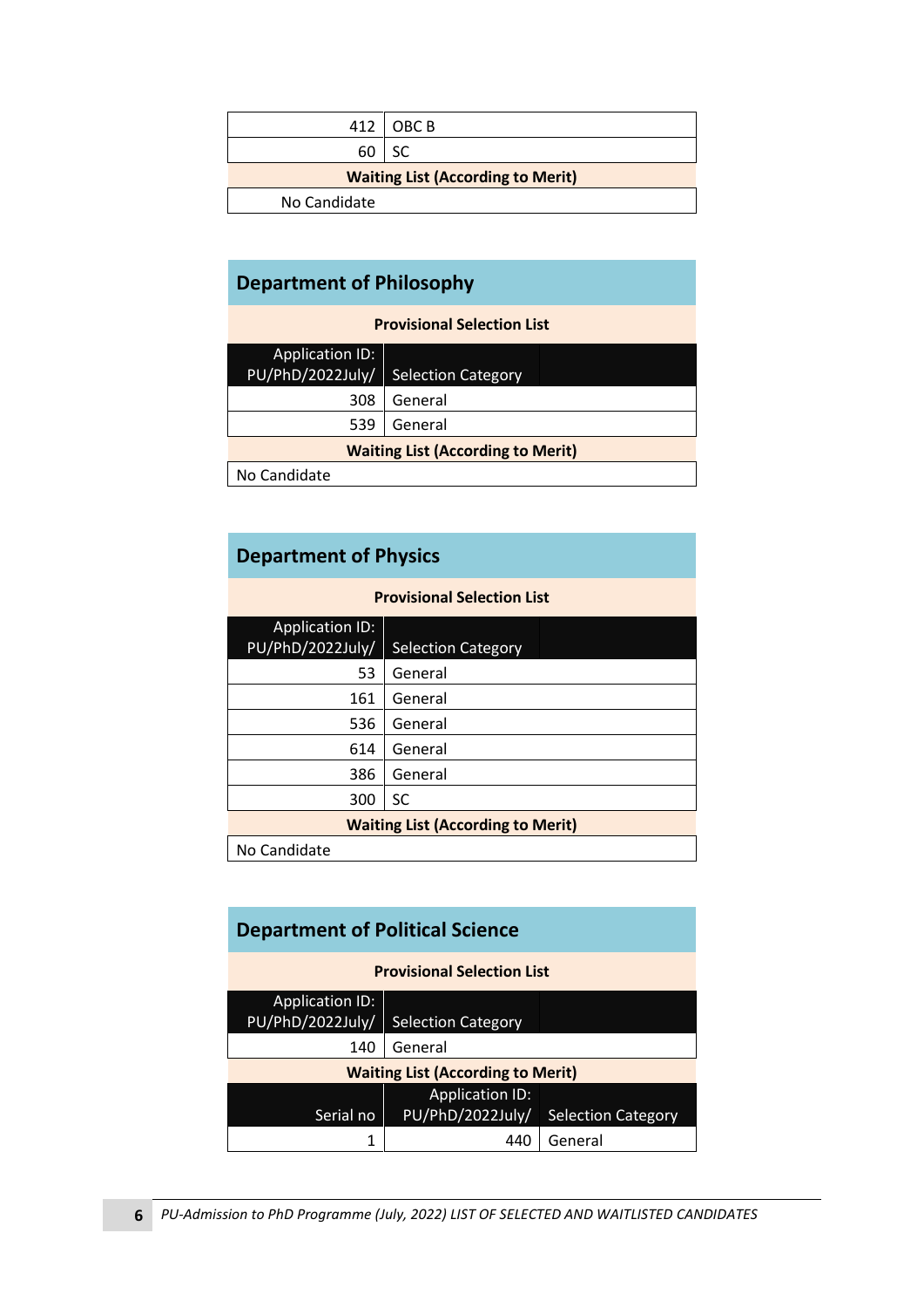| | |
|---|---|
| 412 | OBC B |
| 60 | SC |

**Waiting List (According to Merit)**

No Candidate

## Department of Philosophy

**Provisional Selection List**

| Application ID: PU/PhD/2022July/ | Selection Category |
|---|---|
| 308 | General |
| 539 | General |

**Waiting List (According to Merit)**

No Candidate

## Department of Physics

**Provisional Selection List**

| Application ID: PU/PhD/2022July/ | Selection Category |
|---|---|
| 53 | General |
| 161 | General |
| 536 | General |
| 614 | General |
| 386 | General |
| 300 | SC |

**Waiting List (According to Merit)**

No Candidate

## Department of Political Science

**Provisional Selection List**

| Application ID: PU/PhD/2022July/ | Selection Category |
|---|---|
| 140 | General |

**Waiting List (According to Merit)**

| Serial no | Application ID: PU/PhD/2022July/ | Selection Category |
|---|---|---|
| 1 | 440 | General |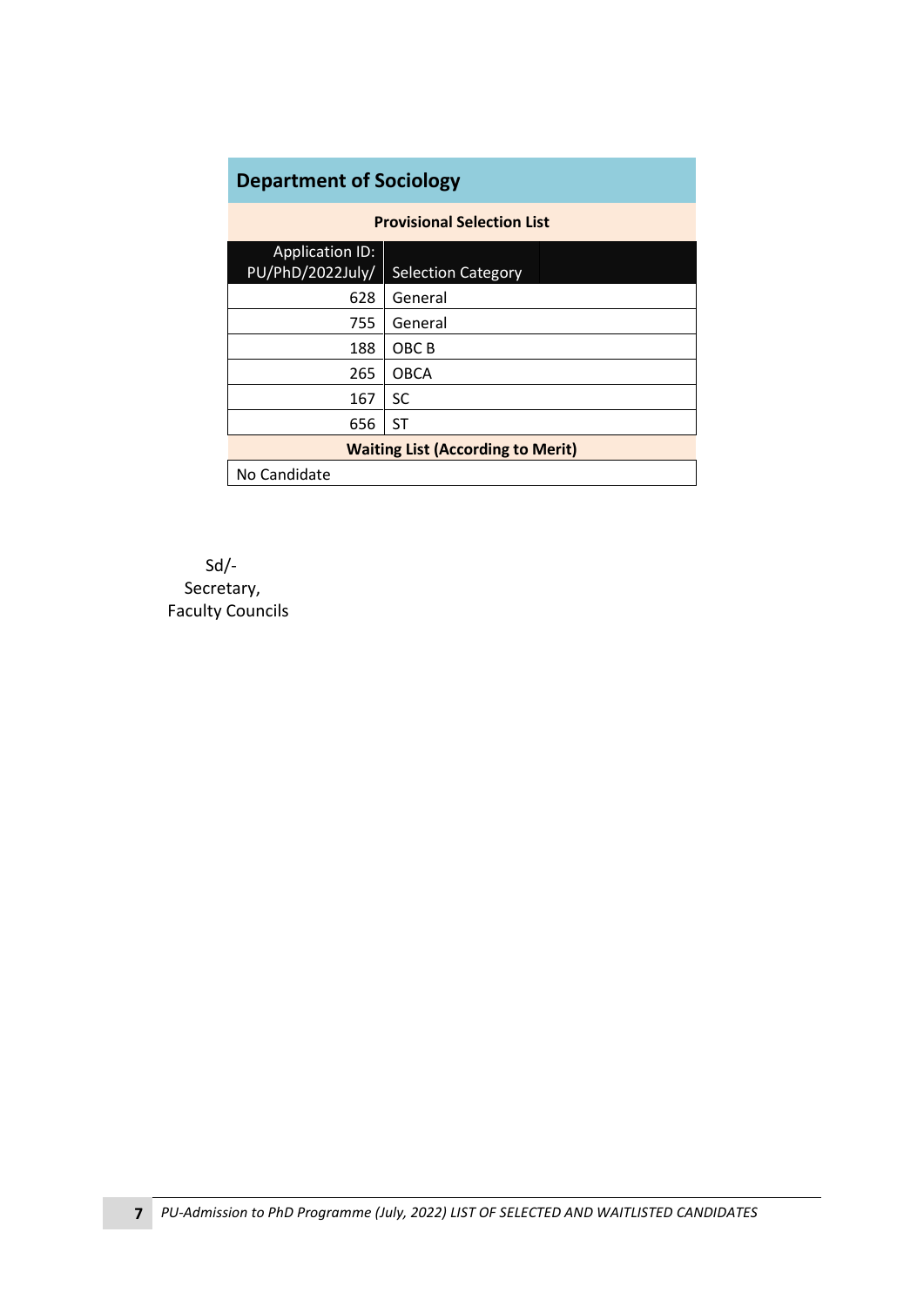## Department of Sociology

**Provisional Selection List**

| Application ID: PU/PhD/2022July/ | Selection Category |
|---|---|
| 628 | General |
| 755 | General |
| 188 | OBC B |
| 265 | OBCA |
| 167 | SC |
| 656 | ST |

**Waiting List (According to Merit)**

No Candidate

Sd/-
Secretary,
Faculty Councils